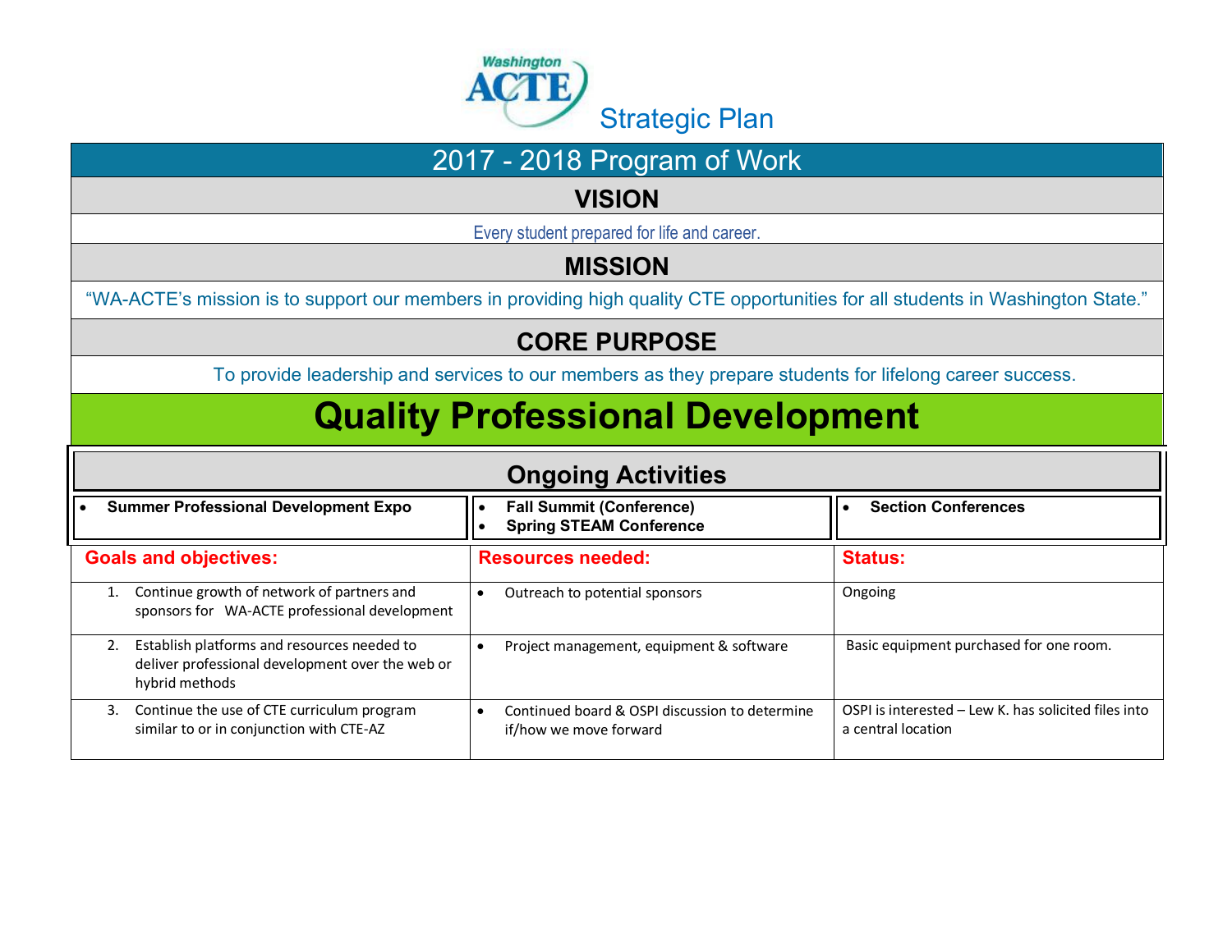Washington ACTE

# Strategic Plan

## 2017 - 2018 Program of Work

### VISION

Every student prepared for life and career.

### MISSION

"WA-ACTE's mission is to support our members in providing high quality CTE opportunities for all students in Washington State."

### CORE PURPOSE

To provide leadership and services to our members as they prepare students for lifelong career success.

# Quality Professional Development

## Ongoing Activities

- **Summer Professional Development Expo**
- **Fall Summit (Conference)**
- **Spring STEAM Conference**
- **Section Conferences**

| Goals and objectives: | Resources needed: | Status: |
|---|---|---|
| 1. Continue growth of network of partners and sponsors for WA-ACTE professional development | • Outreach to potential sponsors | Ongoing |
| 2. Establish platforms and resources needed to deliver professional development over the web or hybrid methods | • Project management, equipment & software | Basic equipment purchased for one room. |
| 3. Continue the use of CTE curriculum program similar to or in conjunction with CTE-AZ | • Continued board & OSPI discussion to determine if/how we move forward | OSPI is interested – Lew K. has solicited files into a central location |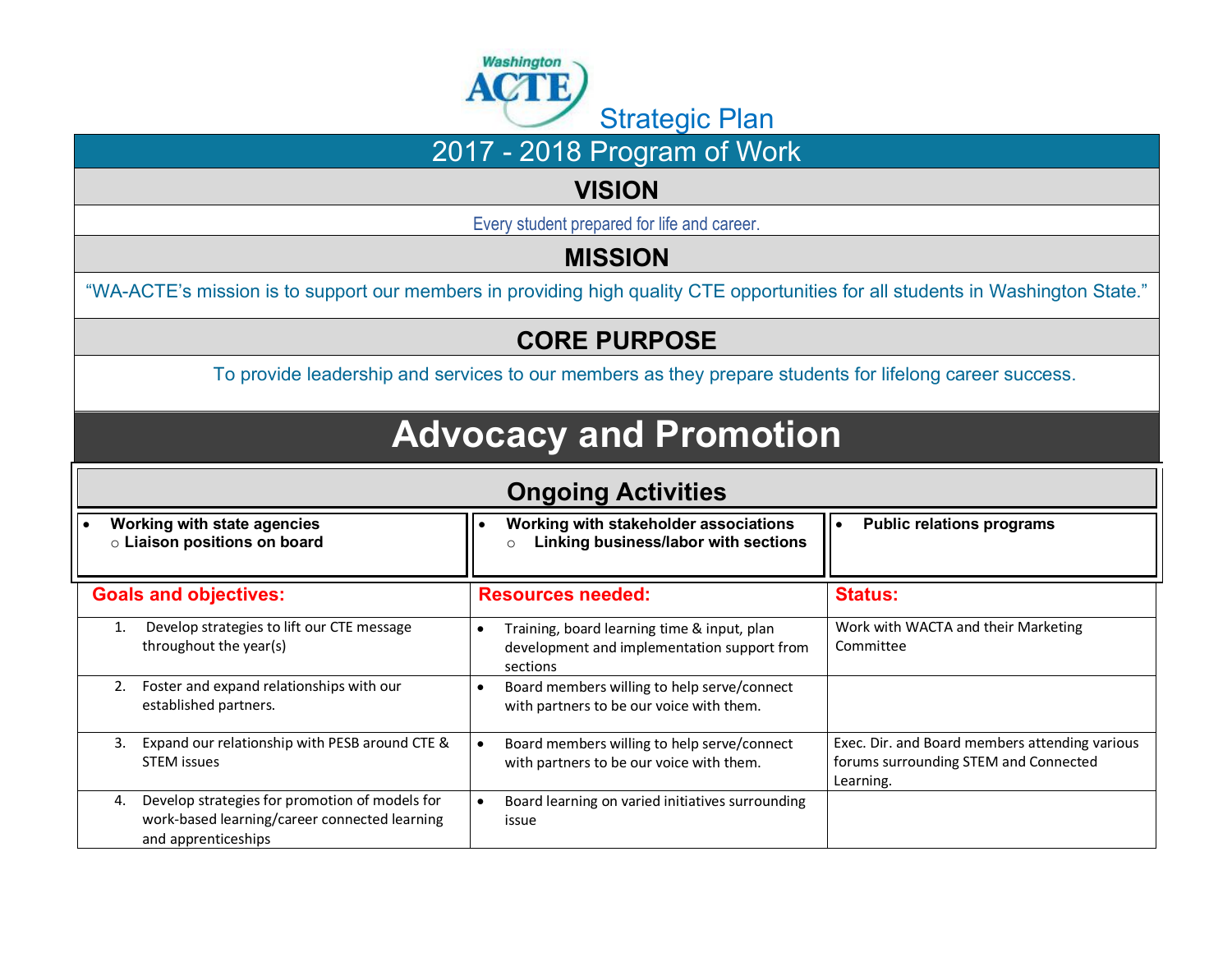Washington ACTE Strategic Plan

# 2017 - 2018 Program of Work

## VISION

Every student prepared for life and career.

## MISSION

"WA-ACTE's mission is to support our members in providing high quality CTE opportunities for all students in Washington State."

## CORE PURPOSE

To provide leadership and services to our members as they prepare students for lifelong career success.

# Advocacy and Promotion

## Ongoing Activities

| | | |
|---|---|---|
| • **Working with state agencies**<br>○ **Liaison positions on board** | • **Working with stakeholder associations**<br>○ **Linking business/labor with sections** | • **Public relations programs** |

| Goals and objectives: | Resources needed: | Status: |
|---|---|---|
| 1. Develop strategies to lift our CTE message throughout the year(s) | • Training, board learning time & input, plan development and implementation support from sections | Work with WACTA and their Marketing Committee |
| 2. Foster and expand relationships with our established partners. | • Board members willing to help serve/connect with partners to be our voice with them. | |
| 3. Expand our relationship with PESB around CTE & STEM issues | • Board members willing to help serve/connect with partners to be our voice with them. | Exec. Dir. and Board members attending various forums surrounding STEM and Connected Learning. |
| 4. Develop strategies for promotion of models for work-based learning/career connected learning and apprenticeships | • Board learning on varied initiatives surrounding issue | |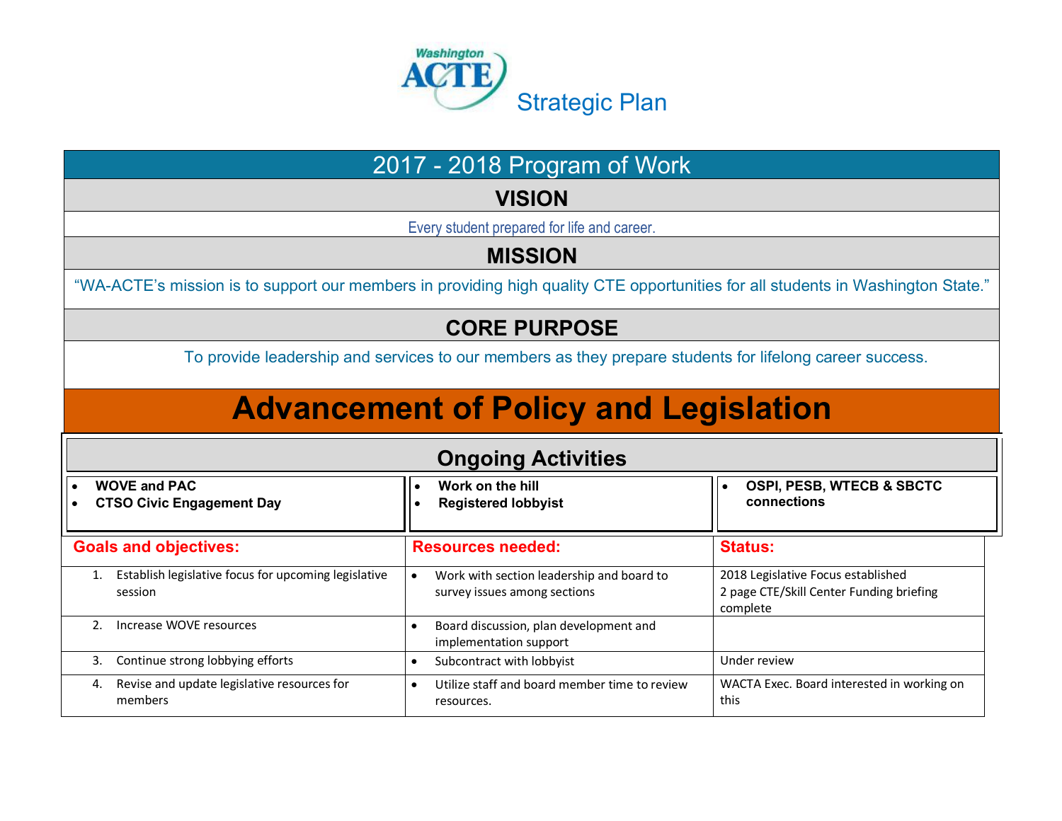Washington ACTE Strategic Plan

## 2017 - 2018 Program of Work

### VISION

Every student prepared for life and career.

### MISSION

"WA-ACTE's mission is to support our members in providing high quality CTE opportunities for all students in Washington State."

### CORE PURPOSE

To provide leadership and services to our members as they prepare students for lifelong career success.

# Advancement of Policy and Legislation

### Ongoing Activities

| | | |
|---|---|---|
| • **WOVE and PAC**<br>• **CTSO Civic Engagement Day** | • **Work on the hill**<br>• **Registered lobbyist** | • **OSPI, PESB, WTECB & SBCTC connections** |

| Goals and objectives: | Resources needed: | Status: |
|---|---|---|
| 1. Establish legislative focus for upcoming legislative session | • Work with section leadership and board to survey issues among sections | 2018 Legislative Focus established<br>2 page CTE/Skill Center Funding briefing complete |
| 2. Increase WOVE resources | • Board discussion, plan development and implementation support | |
| 3. Continue strong lobbying efforts | • Subcontract with lobbyist | Under review |
| 4. Revise and update legislative resources for members | • Utilize staff and board member time to review resources. | WACTA Exec. Board interested in working on this |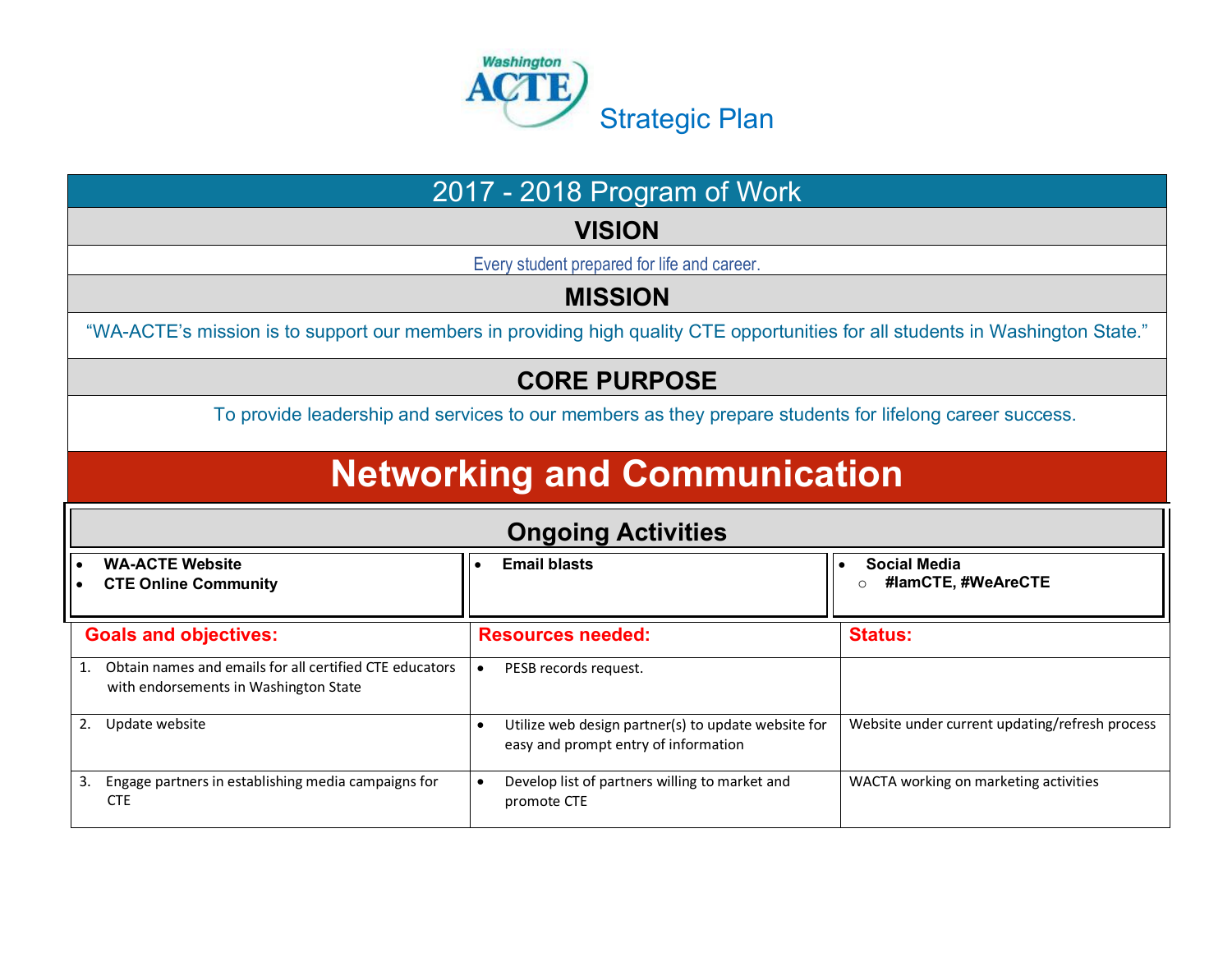Washington ACTE Strategic Plan

# 2017 - 2018 Program of Work

## VISION

Every student prepared for life and career.

## MISSION

"WA-ACTE's mission is to support our members in providing high quality CTE opportunities for all students in Washington State."

## CORE PURPOSE

To provide leadership and services to our members as they prepare students for lifelong career success.

# Networking and Communication

## Ongoing Activities

| | | |
|---|---|---|
| • **WA-ACTE Website**<br>• **CTE Online Community** | • **Email blasts** | • **Social Media**<br>  ○ **#IamCTE, #WeAreCTE** |

| Goals and objectives: | Resources needed: | Status: |
|---|---|---|
| 1. Obtain names and emails for all certified CTE educators with endorsements in Washington State | • PESB records request. | |
| 2. Update website | • Utilize web design partner(s) to update website for easy and prompt entry of information | Website under current updating/refresh process |
| 3. Engage partners in establishing media campaigns for CTE | • Develop list of partners willing to market and promote CTE | WACTA working on marketing activities |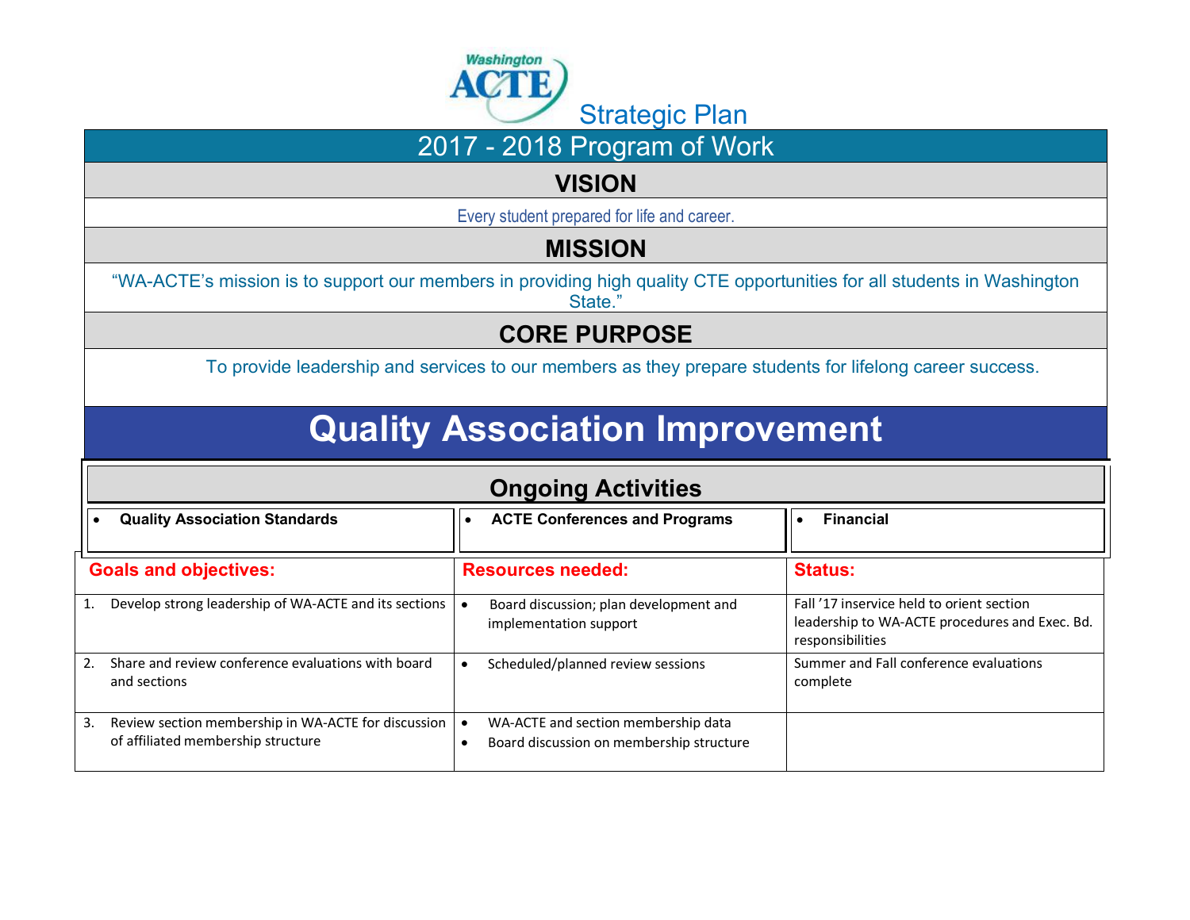Washington ACTE Strategic Plan

## 2017 - 2018 Program of Work

### VISION

Every student prepared for life and career.

### MISSION

"WA-ACTE's mission is to support our members in providing high quality CTE opportunities for all students in Washington State."

### CORE PURPOSE

To provide leadership and services to our members as they prepare students for lifelong career success.

# Quality Association Improvement

### Ongoing Activities

| | | |
|---|---|---|
| • **Quality Association Standards** | • **ACTE Conferences and Programs** | • **Financial** |

| Goals and objectives: | Resources needed: | Status: |
|---|---|---|
| 1. Develop strong leadership of WA-ACTE and its sections | • Board discussion; plan development and implementation support | Fall '17 inservice held to orient section leadership to WA-ACTE procedures and Exec. Bd. responsibilities |
| 2. Share and review conference evaluations with board and sections | • Scheduled/planned review sessions | Summer and Fall conference evaluations complete |
| 3. Review section membership in WA-ACTE for discussion of affiliated membership structure | • WA-ACTE and section membership data<br>• Board discussion on membership structure | |